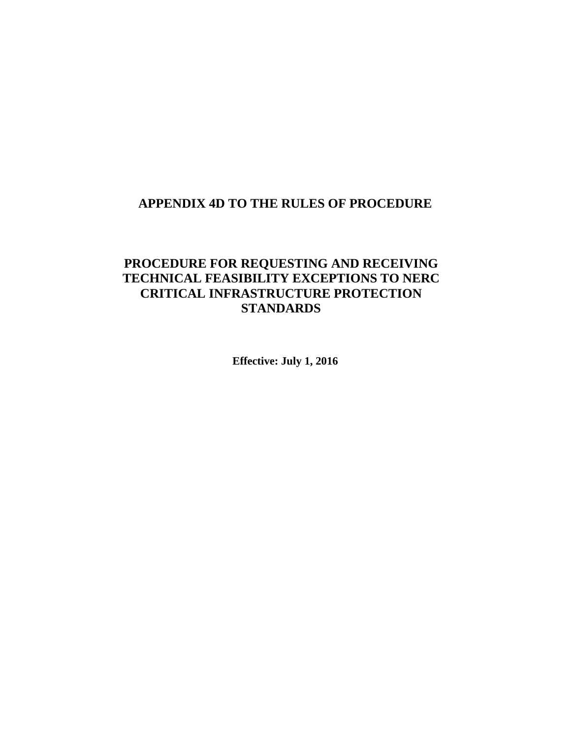# APPENDIX 4D TO THE RULES OF PROCEDURE

# PROCEDURE FOR REQUESTING AND RECEIVING TECHNICAL FEASIBILITY EXCEPTIONS TO NERC CRITICAL INFRASTRUCTURE PROTECTION STANDARDS

**Effective: July 1, 2016**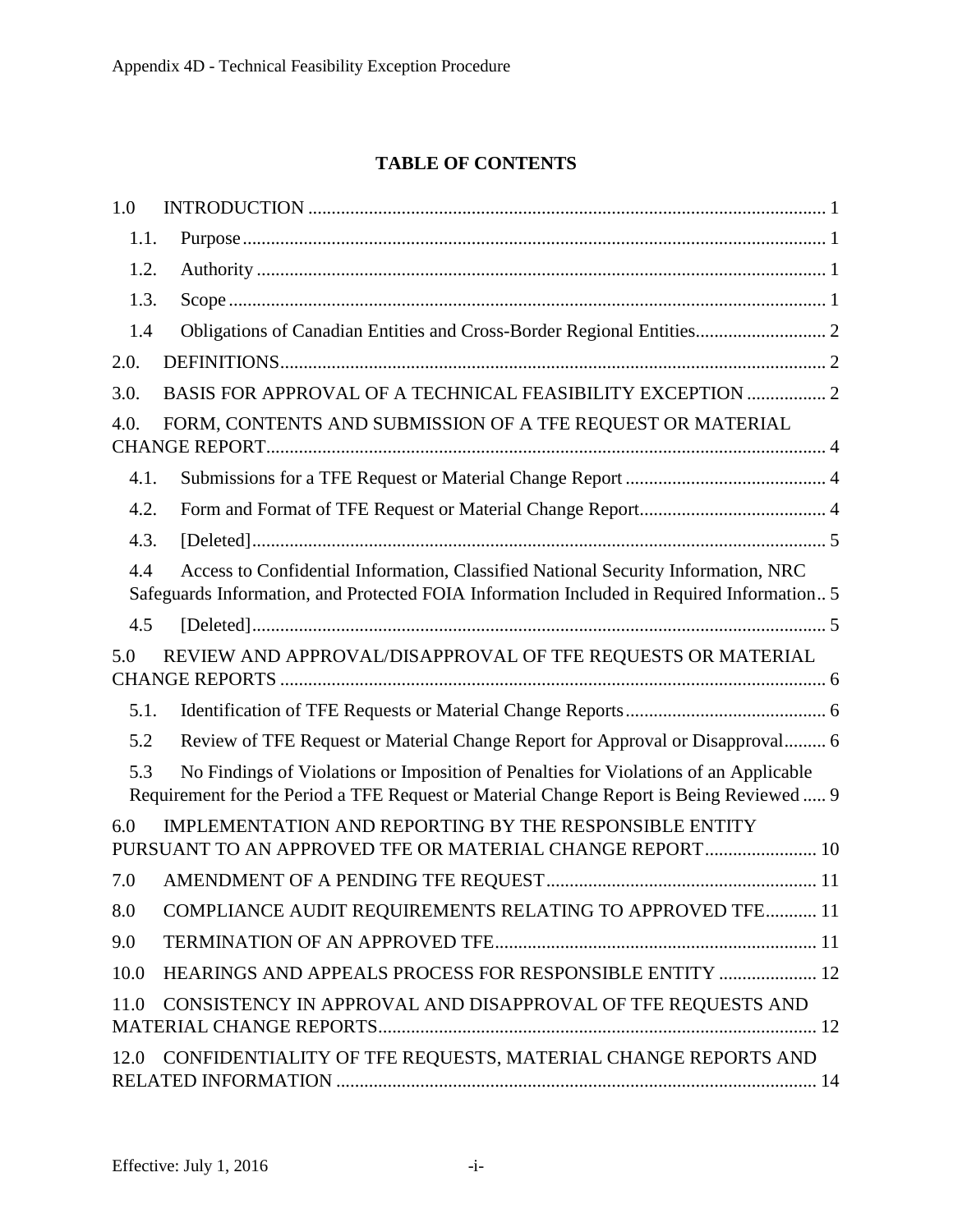**TABLE OF CONTENTS**

1.0 INTRODUCTION ..... 1

- 1.1. Purpose ..... 1
- 1.2. Authority ..... 1
- 1.3. Scope ..... 1
- 1.4 Obligations of Canadian Entities and Cross-Border Regional Entities ..... 2

2.0. DEFINITIONS ..... 2

3.0. BASIS FOR APPROVAL OF A TECHNICAL FEASIBILITY EXCEPTION ..... 2

4.0. FORM, CONTENTS AND SUBMISSION OF A TFE REQUEST OR MATERIAL CHANGE REPORT ..... 4

- 4.1. Submissions for a TFE Request or Material Change Report ..... 4
- 4.2. Form and Format of TFE Request or Material Change Report ..... 4
- 4.3. [Deleted] ..... 5
- 4.4 Access to Confidential Information, Classified National Security Information, NRC Safeguards Information, and Protected FOIA Information Included in Required Information ..... 5
- 4.5 [Deleted] ..... 5

5.0 REVIEW AND APPROVAL/DISAPPROVAL OF TFE REQUESTS OR MATERIAL CHANGE REPORTS ..... 6

- 5.1. Identification of TFE Requests or Material Change Reports ..... 6
- 5.2 Review of TFE Request or Material Change Report for Approval or Disapproval ..... 6
- 5.3 No Findings of Violations or Imposition of Penalties for Violations of an Applicable Requirement for the Period a TFE Request or Material Change Report is Being Reviewed ..... 9

6.0 IMPLEMENTATION AND REPORTING BY THE RESPONSIBLE ENTITY PURSUANT TO AN APPROVED TFE OR MATERIAL CHANGE REPORT ..... 10

7.0 AMENDMENT OF A PENDING TFE REQUEST ..... 11

8.0 COMPLIANCE AUDIT REQUIREMENTS RELATING TO APPROVED TFE ..... 11

9.0 TERMINATION OF AN APPROVED TFE ..... 11

10.0 HEARINGS AND APPEALS PROCESS FOR RESPONSIBLE ENTITY ..... 12

11.0 CONSISTENCY IN APPROVAL AND DISAPPROVAL OF TFE REQUESTS AND MATERIAL CHANGE REPORTS ..... 12

12.0 CONFIDENTIALITY OF TFE REQUESTS, MATERIAL CHANGE REPORTS AND RELATED INFORMATION ..... 14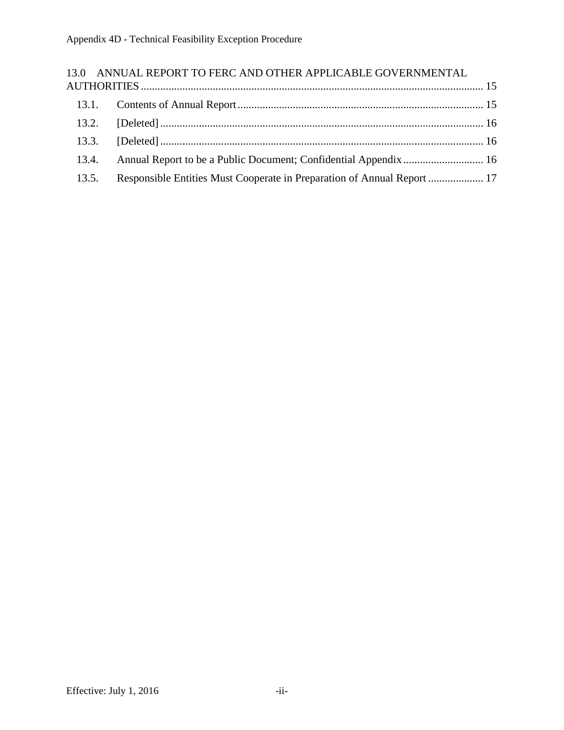13.0 ANNUAL REPORT TO FERC AND OTHER APPLICABLE GOVERNMENTAL AUTHORITIES ........ 15

- 13.1. Contents of Annual Report ........ 15
- 13.2. [Deleted] ........ 16
- 13.3. [Deleted] ........ 16
- 13.4. Annual Report to be a Public Document; Confidential Appendix ........ 16
- 13.5. Responsible Entities Must Cooperate in Preparation of Annual Report ........ 17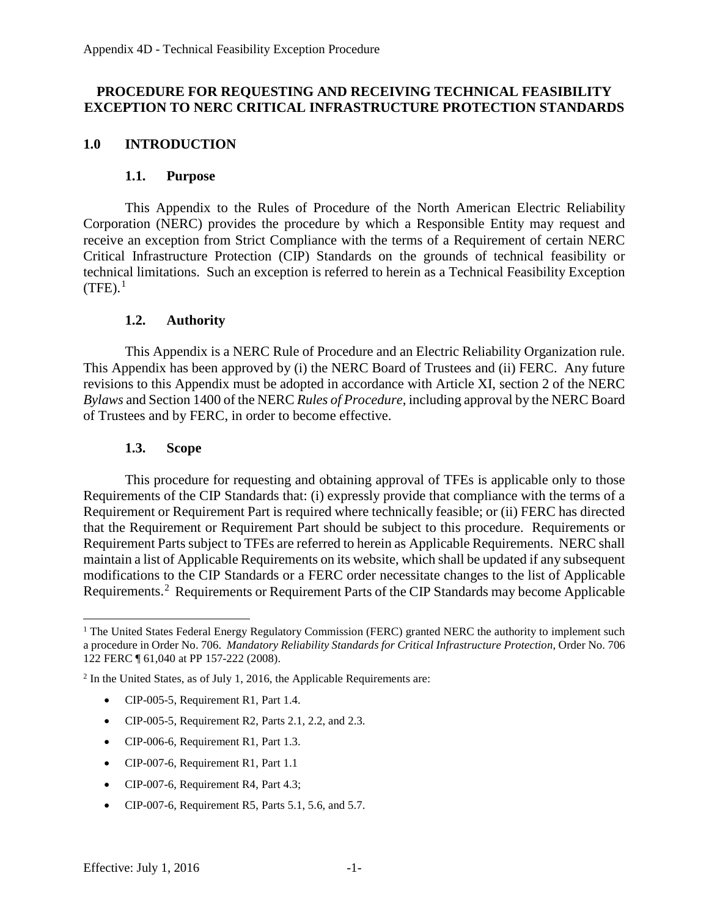# PROCEDURE FOR REQUESTING AND RECEIVING TECHNICAL FEASIBILITY EXCEPTION TO NERC CRITICAL INFRASTRUCTURE PROTECTION STANDARDS

## 1.0 INTRODUCTION

### 1.1. Purpose

This Appendix to the Rules of Procedure of the North American Electric Reliability Corporation (NERC) provides the procedure by which a Responsible Entity may request and receive an exception from Strict Compliance with the terms of a Requirement of certain NERC Critical Infrastructure Protection (CIP) Standards on the grounds of technical feasibility or technical limitations. Such an exception is referred to herein as a Technical Feasibility Exception (TFE).[1]

### 1.2. Authority

This Appendix is a NERC Rule of Procedure and an Electric Reliability Organization rule. This Appendix has been approved by (i) the NERC Board of Trustees and (ii) FERC. Any future revisions to this Appendix must be adopted in accordance with Article XI, section 2 of the NERC *Bylaws* and Section 1400 of the NERC *Rules of Procedure*, including approval by the NERC Board of Trustees and by FERC, in order to become effective.

### 1.3. Scope

This procedure for requesting and obtaining approval of TFEs is applicable only to those Requirements of the CIP Standards that: (i) expressly provide that compliance with the terms of a Requirement or Requirement Part is required where technically feasible; or (ii) FERC has directed that the Requirement or Requirement Part should be subject to this procedure. Requirements or Requirement Parts subject to TFEs are referred to herein as Applicable Requirements. NERC shall maintain a list of Applicable Requirements on its website, which shall be updated if any subsequent modifications to the CIP Standards or a FERC order necessitate changes to the list of Applicable Requirements.[2] Requirements or Requirement Parts of the CIP Standards may become Applicable

---

[1] The United States Federal Energy Regulatory Commission (FERC) granted NERC the authority to implement such a procedure in Order No. 706. *Mandatory Reliability Standards for Critical Infrastructure Protection*, Order No. 706 122 FERC ¶ 61,040 at PP 157-222 (2008).

[2] In the United States, as of July 1, 2016, the Applicable Requirements are:

- CIP-005-5, Requirement R1, Part 1.4.
- CIP-005-5, Requirement R2, Parts 2.1, 2.2, and 2.3.
- CIP-006-6, Requirement R1, Part 1.3.
- CIP-007-6, Requirement R1, Part 1.1
- CIP-007-6, Requirement R4, Part 4.3;
- CIP-007-6, Requirement R5, Parts 5.1, 5.6, and 5.7.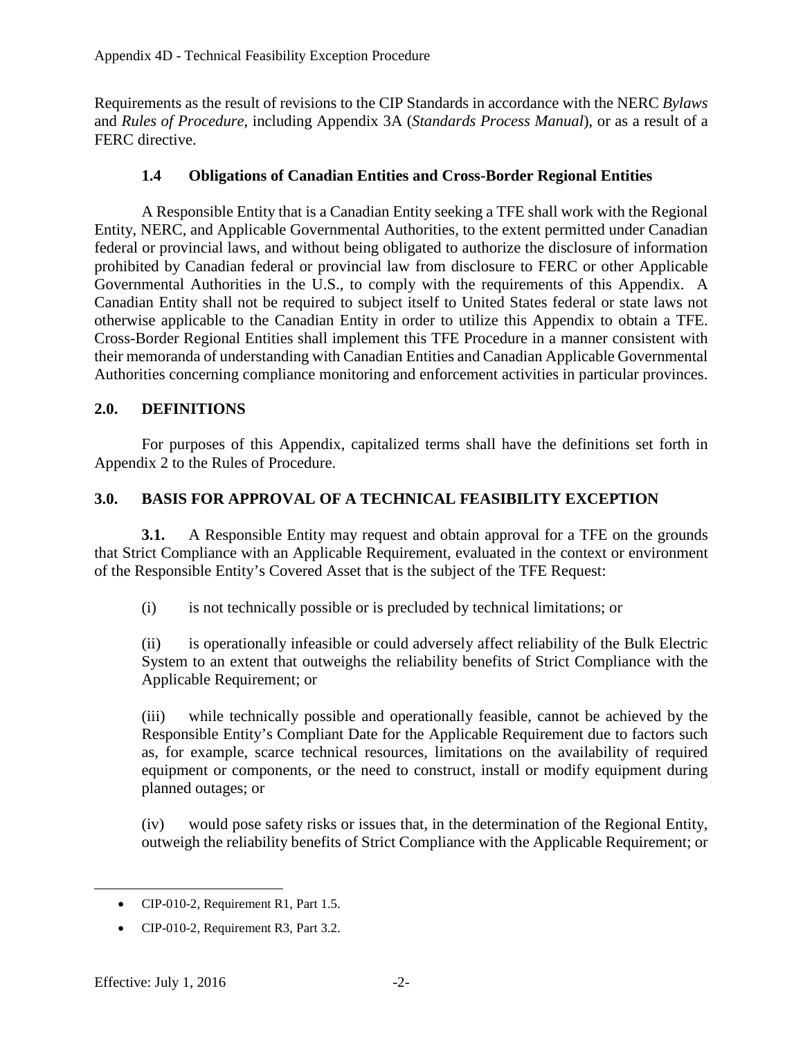Requirements as the result of revisions to the CIP Standards in accordance with the NERC *Bylaws* and *Rules of Procedure*, including Appendix 3A (*Standards Process Manual*), or as a result of a FERC directive.

### 1.4 Obligations of Canadian Entities and Cross-Border Regional Entities

A Responsible Entity that is a Canadian Entity seeking a TFE shall work with the Regional Entity, NERC, and Applicable Governmental Authorities, to the extent permitted under Canadian federal or provincial laws, and without being obligated to authorize the disclosure of information prohibited by Canadian federal or provincial law from disclosure to FERC or other Applicable Governmental Authorities in the U.S., to comply with the requirements of this Appendix. A Canadian Entity shall not be required to subject itself to United States federal or state laws not otherwise applicable to the Canadian Entity in order to utilize this Appendix to obtain a TFE. Cross-Border Regional Entities shall implement this TFE Procedure in a manner consistent with their memoranda of understanding with Canadian Entities and Canadian Applicable Governmental Authorities concerning compliance monitoring and enforcement activities in particular provinces.

## 2.0. DEFINITIONS

For purposes of this Appendix, capitalized terms shall have the definitions set forth in Appendix 2 to the Rules of Procedure.

## 3.0. BASIS FOR APPROVAL OF A TECHNICAL FEASIBILITY EXCEPTION

**3.1.** A Responsible Entity may request and obtain approval for a TFE on the grounds that Strict Compliance with an Applicable Requirement, evaluated in the context or environment of the Responsible Entity's Covered Asset that is the subject of the TFE Request:

(i) is not technically possible or is precluded by technical limitations; or

(ii) is operationally infeasible or could adversely affect reliability of the Bulk Electric System to an extent that outweighs the reliability benefits of Strict Compliance with the Applicable Requirement; or

(iii) while technically possible and operationally feasible, cannot be achieved by the Responsible Entity's Compliant Date for the Applicable Requirement due to factors such as, for example, scarce technical resources, limitations on the availability of required equipment or components, or the need to construct, install or modify equipment during planned outages; or

(iv) would pose safety risks or issues that, in the determination of the Regional Entity, outweigh the reliability benefits of Strict Compliance with the Applicable Requirement; or

---

- CIP-010-2, Requirement R1, Part 1.5.
- CIP-010-2, Requirement R3, Part 3.2.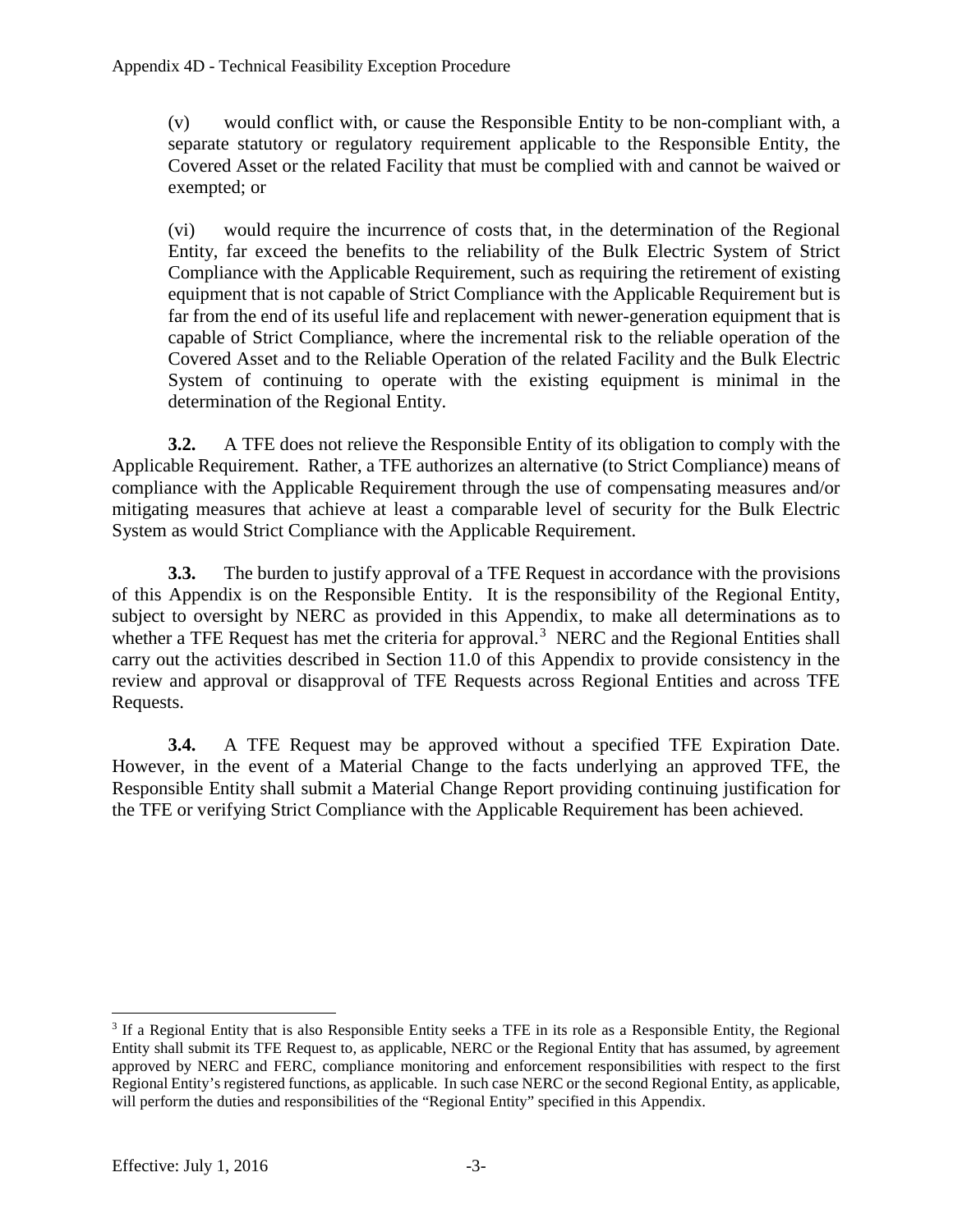(v) would conflict with, or cause the Responsible Entity to be non-compliant with, a separate statutory or regulatory requirement applicable to the Responsible Entity, the Covered Asset or the related Facility that must be complied with and cannot be waived or exempted; or

(vi) would require the incurrence of costs that, in the determination of the Regional Entity, far exceed the benefits to the reliability of the Bulk Electric System of Strict Compliance with the Applicable Requirement, such as requiring the retirement of existing equipment that is not capable of Strict Compliance with the Applicable Requirement but is far from the end of its useful life and replacement with newer-generation equipment that is capable of Strict Compliance, where the incremental risk to the reliable operation of the Covered Asset and to the Reliable Operation of the related Facility and the Bulk Electric System of continuing to operate with the existing equipment is minimal in the determination of the Regional Entity.

**3.2.** A TFE does not relieve the Responsible Entity of its obligation to comply with the Applicable Requirement. Rather, a TFE authorizes an alternative (to Strict Compliance) means of compliance with the Applicable Requirement through the use of compensating measures and/or mitigating measures that achieve at least a comparable level of security for the Bulk Electric System as would Strict Compliance with the Applicable Requirement.

**3.3.** The burden to justify approval of a TFE Request in accordance with the provisions of this Appendix is on the Responsible Entity. It is the responsibility of the Regional Entity, subject to oversight by NERC as provided in this Appendix, to make all determinations as to whether a TFE Request has met the criteria for approval.[3] NERC and the Regional Entities shall carry out the activities described in Section 11.0 of this Appendix to provide consistency in the review and approval or disapproval of TFE Requests across Regional Entities and across TFE Requests.

**3.4.** A TFE Request may be approved without a specified TFE Expiration Date. However, in the event of a Material Change to the facts underlying an approved TFE, the Responsible Entity shall submit a Material Change Report providing continuing justification for the TFE or verifying Strict Compliance with the Applicable Requirement has been achieved.

[3] If a Regional Entity that is also Responsible Entity seeks a TFE in its role as a Responsible Entity, the Regional Entity shall submit its TFE Request to, as applicable, NERC or the Regional Entity that has assumed, by agreement approved by NERC and FERC, compliance monitoring and enforcement responsibilities with respect to the first Regional Entity's registered functions, as applicable. In such case NERC or the second Regional Entity, as applicable, will perform the duties and responsibilities of the "Regional Entity" specified in this Appendix.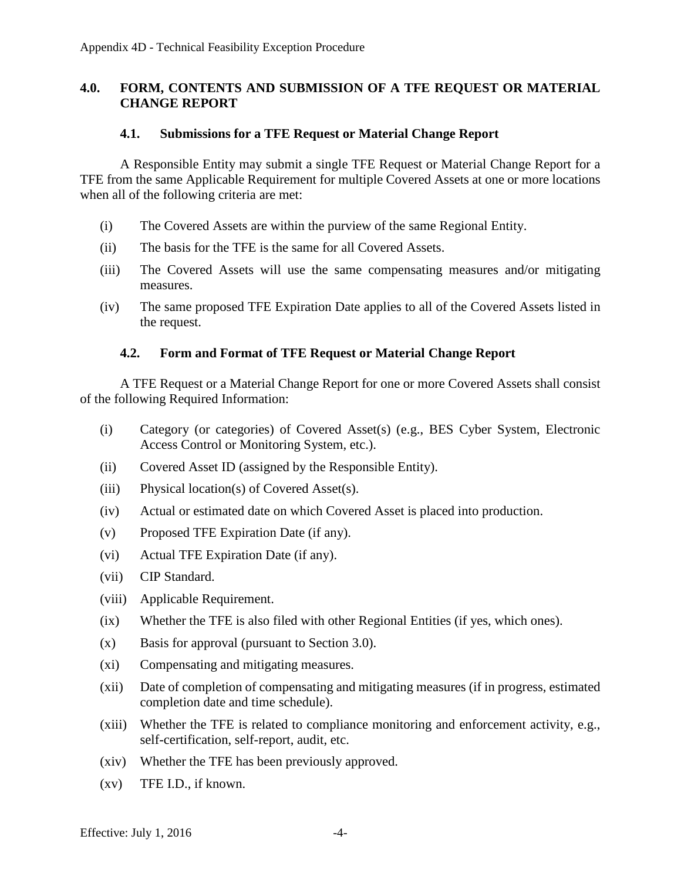## 4.0. FORM, CONTENTS AND SUBMISSION OF A TFE REQUEST OR MATERIAL CHANGE REPORT

### 4.1. Submissions for a TFE Request or Material Change Report

A Responsible Entity may submit a single TFE Request or Material Change Report for a TFE from the same Applicable Requirement for multiple Covered Assets at one or more locations when all of the following criteria are met:

(i) The Covered Assets are within the purview of the same Regional Entity.

(ii) The basis for the TFE is the same for all Covered Assets.

(iii) The Covered Assets will use the same compensating measures and/or mitigating measures.

(iv) The same proposed TFE Expiration Date applies to all of the Covered Assets listed in the request.

### 4.2. Form and Format of TFE Request or Material Change Report

A TFE Request or a Material Change Report for one or more Covered Assets shall consist of the following Required Information:

(i) Category (or categories) of Covered Asset(s) (e.g., BES Cyber System, Electronic Access Control or Monitoring System, etc.).

(ii) Covered Asset ID (assigned by the Responsible Entity).

(iii) Physical location(s) of Covered Asset(s).

(iv) Actual or estimated date on which Covered Asset is placed into production.

(v) Proposed TFE Expiration Date (if any).

(vi) Actual TFE Expiration Date (if any).

(vii) CIP Standard.

(viii) Applicable Requirement.

(ix) Whether the TFE is also filed with other Regional Entities (if yes, which ones).

(x) Basis for approval (pursuant to Section 3.0).

(xi) Compensating and mitigating measures.

(xii) Date of completion of compensating and mitigating measures (if in progress, estimated completion date and time schedule).

(xiii) Whether the TFE is related to compliance monitoring and enforcement activity, e.g., self-certification, self-report, audit, etc.

(xiv) Whether the TFE has been previously approved.

(xv) TFE I.D., if known.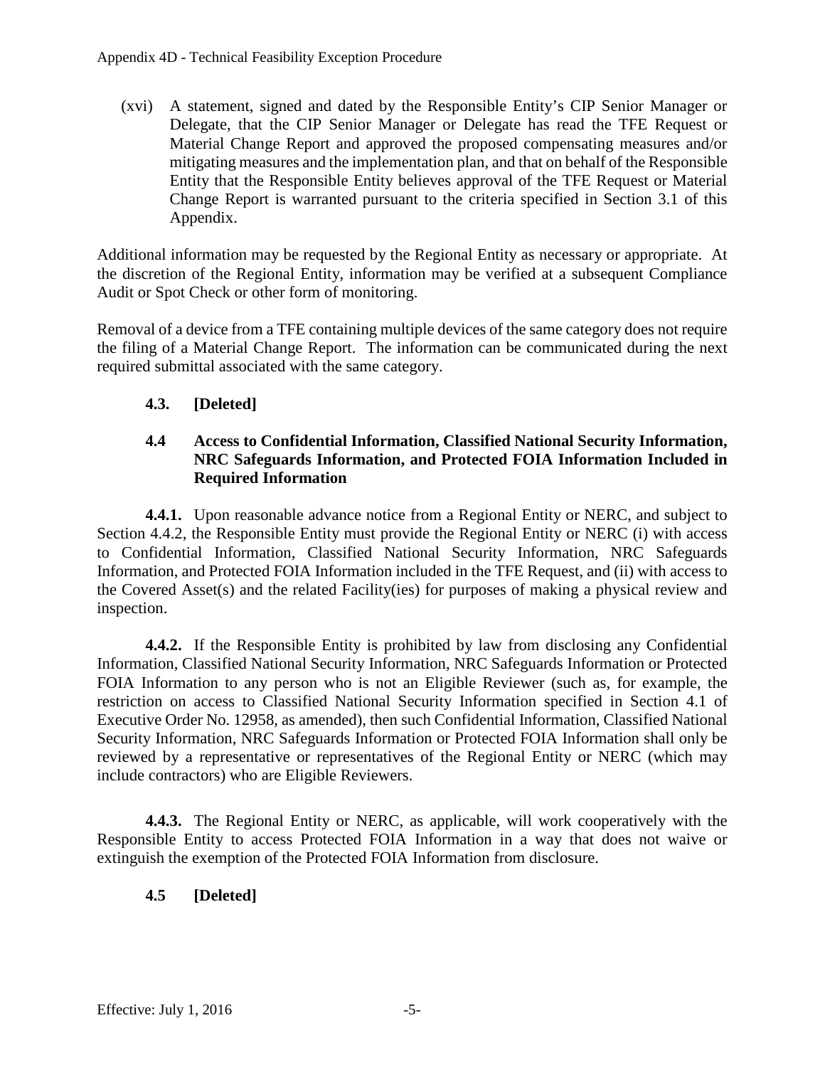(xvi) A statement, signed and dated by the Responsible Entity's CIP Senior Manager or Delegate, that the CIP Senior Manager or Delegate has read the TFE Request or Material Change Report and approved the proposed compensating measures and/or mitigating measures and the implementation plan, and that on behalf of the Responsible Entity that the Responsible Entity believes approval of the TFE Request or Material Change Report is warranted pursuant to the criteria specified in Section 3.1 of this Appendix.

Additional information may be requested by the Regional Entity as necessary or appropriate. At the discretion of the Regional Entity, information may be verified at a subsequent Compliance Audit or Spot Check or other form of monitoring.

Removal of a device from a TFE containing multiple devices of the same category does not require the filing of a Material Change Report. The information can be communicated during the next required submittal associated with the same category.

### 4.3. [Deleted]

### 4.4 Access to Confidential Information, Classified National Security Information, NRC Safeguards Information, and Protected FOIA Information Included in Required Information

**4.4.1.** Upon reasonable advance notice from a Regional Entity or NERC, and subject to Section 4.4.2, the Responsible Entity must provide the Regional Entity or NERC (i) with access to Confidential Information, Classified National Security Information, NRC Safeguards Information, and Protected FOIA Information included in the TFE Request, and (ii) with access to the Covered Asset(s) and the related Facility(ies) for purposes of making a physical review and inspection.

**4.4.2.** If the Responsible Entity is prohibited by law from disclosing any Confidential Information, Classified National Security Information, NRC Safeguards Information or Protected FOIA Information to any person who is not an Eligible Reviewer (such as, for example, the restriction on access to Classified National Security Information specified in Section 4.1 of Executive Order No. 12958, as amended), then such Confidential Information, Classified National Security Information, NRC Safeguards Information or Protected FOIA Information shall only be reviewed by a representative or representatives of the Regional Entity or NERC (which may include contractors) who are Eligible Reviewers.

**4.4.3.** The Regional Entity or NERC, as applicable, will work cooperatively with the Responsible Entity to access Protected FOIA Information in a way that does not waive or extinguish the exemption of the Protected FOIA Information from disclosure.

### 4.5 [Deleted]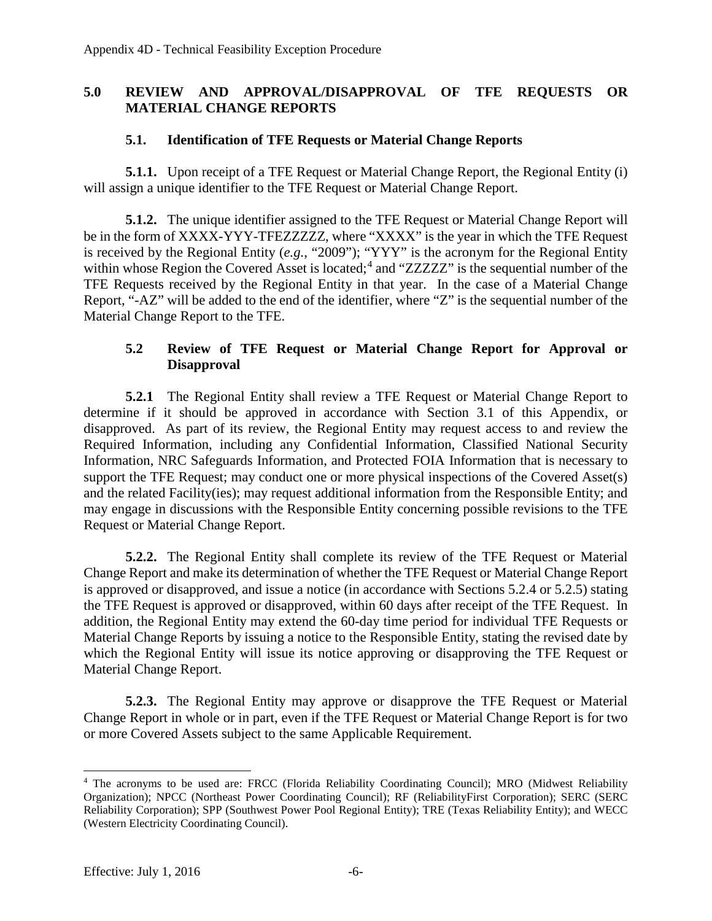## 5.0 REVIEW AND APPROVAL/DISAPPROVAL OF TFE REQUESTS OR MATERIAL CHANGE REPORTS

### 5.1. Identification of TFE Requests or Material Change Reports

**5.1.1.** Upon receipt of a TFE Request or Material Change Report, the Regional Entity (i) will assign a unique identifier to the TFE Request or Material Change Report.

**5.1.2.** The unique identifier assigned to the TFE Request or Material Change Report will be in the form of XXXX-YYY-TFEZZZZZ, where "XXXX" is the year in which the TFE Request is received by the Regional Entity (*e.g.*, "2009"); "YYY" is the acronym for the Regional Entity within whose Region the Covered Asset is located;[4] and "ZZZZZ" is the sequential number of the TFE Requests received by the Regional Entity in that year. In the case of a Material Change Report, "-AZ" will be added to the end of the identifier, where "Z" is the sequential number of the Material Change Report to the TFE.

### 5.2 Review of TFE Request or Material Change Report for Approval or Disapproval

**5.2.1** The Regional Entity shall review a TFE Request or Material Change Report to determine if it should be approved in accordance with Section 3.1 of this Appendix, or disapproved. As part of its review, the Regional Entity may request access to and review the Required Information, including any Confidential Information, Classified National Security Information, NRC Safeguards Information, and Protected FOIA Information that is necessary to support the TFE Request; may conduct one or more physical inspections of the Covered Asset(s) and the related Facility(ies); may request additional information from the Responsible Entity; and may engage in discussions with the Responsible Entity concerning possible revisions to the TFE Request or Material Change Report.

**5.2.2.** The Regional Entity shall complete its review of the TFE Request or Material Change Report and make its determination of whether the TFE Request or Material Change Report is approved or disapproved, and issue a notice (in accordance with Sections 5.2.4 or 5.2.5) stating the TFE Request is approved or disapproved, within 60 days after receipt of the TFE Request. In addition, the Regional Entity may extend the 60-day time period for individual TFE Requests or Material Change Reports by issuing a notice to the Responsible Entity, stating the revised date by which the Regional Entity will issue its notice approving or disapproving the TFE Request or Material Change Report.

**5.2.3.** The Regional Entity may approve or disapprove the TFE Request or Material Change Report in whole or in part, even if the TFE Request or Material Change Report is for two or more Covered Assets subject to the same Applicable Requirement.

---

[4] The acronyms to be used are: FRCC (Florida Reliability Coordinating Council); MRO (Midwest Reliability Organization); NPCC (Northeast Power Coordinating Council); RF (ReliabilityFirst Corporation); SERC (SERC Reliability Corporation); SPP (Southwest Power Pool Regional Entity); TRE (Texas Reliability Entity); and WECC (Western Electricity Coordinating Council).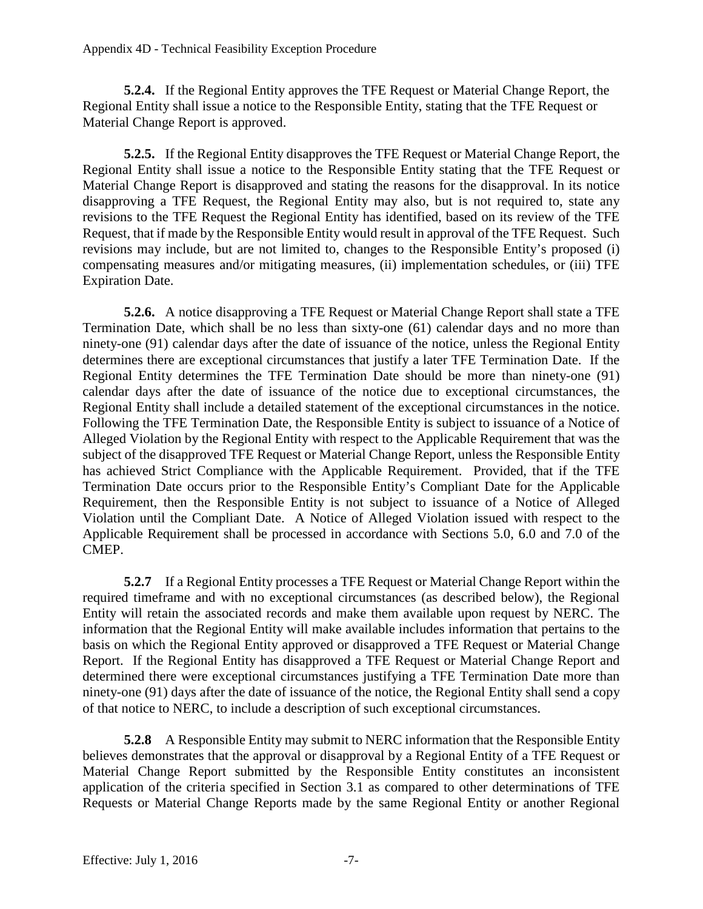**5.2.4.** If the Regional Entity approves the TFE Request or Material Change Report, the Regional Entity shall issue a notice to the Responsible Entity, stating that the TFE Request or Material Change Report is approved.

**5.2.5.** If the Regional Entity disapproves the TFE Request or Material Change Report, the Regional Entity shall issue a notice to the Responsible Entity stating that the TFE Request or Material Change Report is disapproved and stating the reasons for the disapproval. In its notice disapproving a TFE Request, the Regional Entity may also, but is not required to, state any revisions to the TFE Request the Regional Entity has identified, based on its review of the TFE Request, that if made by the Responsible Entity would result in approval of the TFE Request. Such revisions may include, but are not limited to, changes to the Responsible Entity's proposed (i) compensating measures and/or mitigating measures, (ii) implementation schedules, or (iii) TFE Expiration Date.

**5.2.6.** A notice disapproving a TFE Request or Material Change Report shall state a TFE Termination Date, which shall be no less than sixty-one (61) calendar days and no more than ninety-one (91) calendar days after the date of issuance of the notice, unless the Regional Entity determines there are exceptional circumstances that justify a later TFE Termination Date. If the Regional Entity determines the TFE Termination Date should be more than ninety-one (91) calendar days after the date of issuance of the notice due to exceptional circumstances, the Regional Entity shall include a detailed statement of the exceptional circumstances in the notice. Following the TFE Termination Date, the Responsible Entity is subject to issuance of a Notice of Alleged Violation by the Regional Entity with respect to the Applicable Requirement that was the subject of the disapproved TFE Request or Material Change Report, unless the Responsible Entity has achieved Strict Compliance with the Applicable Requirement. Provided, that if the TFE Termination Date occurs prior to the Responsible Entity's Compliant Date for the Applicable Requirement, then the Responsible Entity is not subject to issuance of a Notice of Alleged Violation until the Compliant Date. A Notice of Alleged Violation issued with respect to the Applicable Requirement shall be processed in accordance with Sections 5.0, 6.0 and 7.0 of the CMEP.

**5.2.7** If a Regional Entity processes a TFE Request or Material Change Report within the required timeframe and with no exceptional circumstances (as described below), the Regional Entity will retain the associated records and make them available upon request by NERC. The information that the Regional Entity will make available includes information that pertains to the basis on which the Regional Entity approved or disapproved a TFE Request or Material Change Report. If the Regional Entity has disapproved a TFE Request or Material Change Report and determined there were exceptional circumstances justifying a TFE Termination Date more than ninety-one (91) days after the date of issuance of the notice, the Regional Entity shall send a copy of that notice to NERC, to include a description of such exceptional circumstances.

**5.2.8** A Responsible Entity may submit to NERC information that the Responsible Entity believes demonstrates that the approval or disapproval by a Regional Entity of a TFE Request or Material Change Report submitted by the Responsible Entity constitutes an inconsistent application of the criteria specified in Section 3.1 as compared to other determinations of TFE Requests or Material Change Reports made by the same Regional Entity or another Regional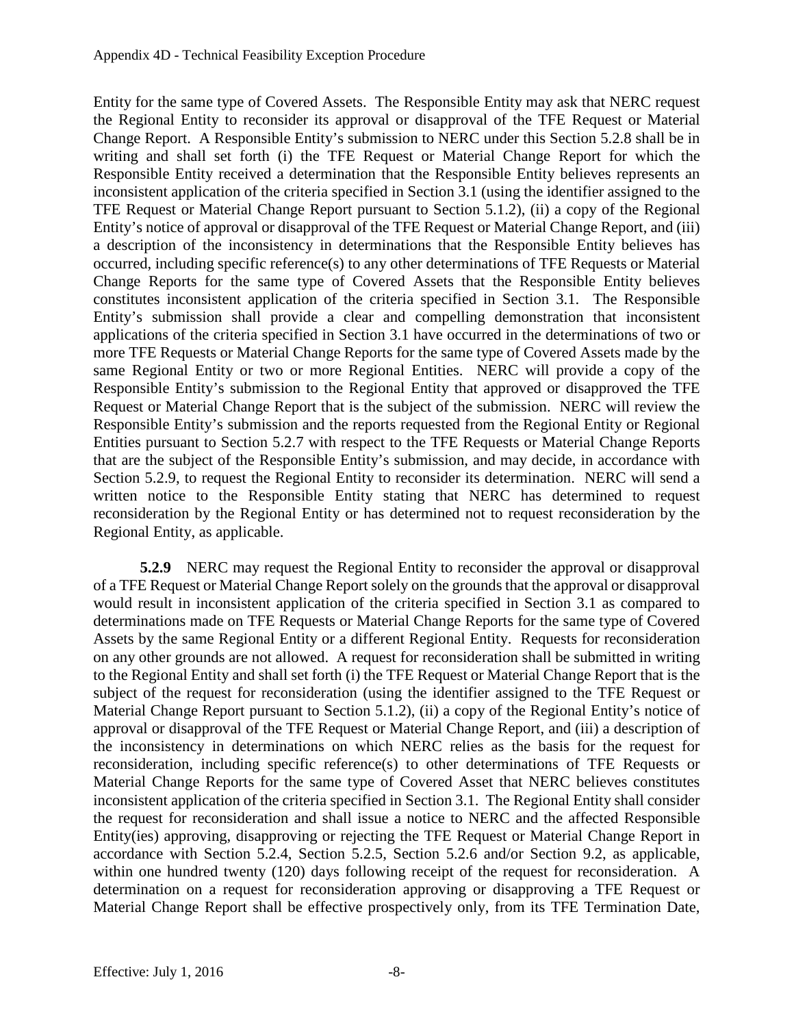Entity for the same type of Covered Assets. The Responsible Entity may ask that NERC request the Regional Entity to reconsider its approval or disapproval of the TFE Request or Material Change Report. A Responsible Entity's submission to NERC under this Section 5.2.8 shall be in writing and shall set forth (i) the TFE Request or Material Change Report for which the Responsible Entity received a determination that the Responsible Entity believes represents an inconsistent application of the criteria specified in Section 3.1 (using the identifier assigned to the TFE Request or Material Change Report pursuant to Section 5.1.2), (ii) a copy of the Regional Entity's notice of approval or disapproval of the TFE Request or Material Change Report, and (iii) a description of the inconsistency in determinations that the Responsible Entity believes has occurred, including specific reference(s) to any other determinations of TFE Requests or Material Change Reports for the same type of Covered Assets that the Responsible Entity believes constitutes inconsistent application of the criteria specified in Section 3.1. The Responsible Entity's submission shall provide a clear and compelling demonstration that inconsistent applications of the criteria specified in Section 3.1 have occurred in the determinations of two or more TFE Requests or Material Change Reports for the same type of Covered Assets made by the same Regional Entity or two or more Regional Entities. NERC will provide a copy of the Responsible Entity's submission to the Regional Entity that approved or disapproved the TFE Request or Material Change Report that is the subject of the submission. NERC will review the Responsible Entity's submission and the reports requested from the Regional Entity or Regional Entities pursuant to Section 5.2.7 with respect to the TFE Requests or Material Change Reports that are the subject of the Responsible Entity's submission, and may decide, in accordance with Section 5.2.9, to request the Regional Entity to reconsider its determination. NERC will send a written notice to the Responsible Entity stating that NERC has determined to request reconsideration by the Regional Entity or has determined not to request reconsideration by the Regional Entity, as applicable.

**5.2.9** NERC may request the Regional Entity to reconsider the approval or disapproval of a TFE Request or Material Change Report solely on the grounds that the approval or disapproval would result in inconsistent application of the criteria specified in Section 3.1 as compared to determinations made on TFE Requests or Material Change Reports for the same type of Covered Assets by the same Regional Entity or a different Regional Entity. Requests for reconsideration on any other grounds are not allowed. A request for reconsideration shall be submitted in writing to the Regional Entity and shall set forth (i) the TFE Request or Material Change Report that is the subject of the request for reconsideration (using the identifier assigned to the TFE Request or Material Change Report pursuant to Section 5.1.2), (ii) a copy of the Regional Entity's notice of approval or disapproval of the TFE Request or Material Change Report, and (iii) a description of the inconsistency in determinations on which NERC relies as the basis for the request for reconsideration, including specific reference(s) to other determinations of TFE Requests or Material Change Reports for the same type of Covered Asset that NERC believes constitutes inconsistent application of the criteria specified in Section 3.1. The Regional Entity shall consider the request for reconsideration and shall issue a notice to NERC and the affected Responsible Entity(ies) approving, disapproving or rejecting the TFE Request or Material Change Report in accordance with Section 5.2.4, Section 5.2.5, Section 5.2.6 and/or Section 9.2, as applicable, within one hundred twenty (120) days following receipt of the request for reconsideration. A determination on a request for reconsideration approving or disapproving a TFE Request or Material Change Report shall be effective prospectively only, from its TFE Termination Date,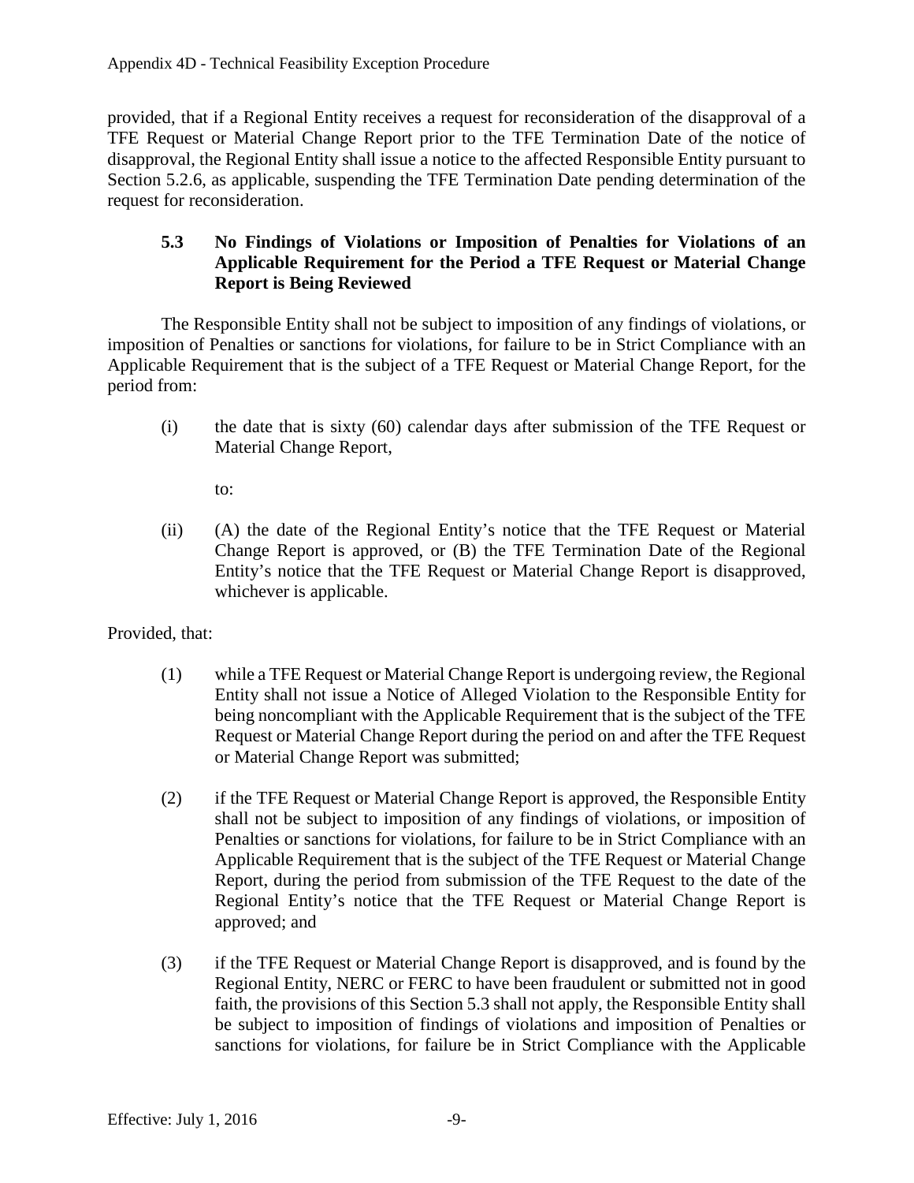provided, that if a Regional Entity receives a request for reconsideration of the disapproval of a TFE Request or Material Change Report prior to the TFE Termination Date of the notice of disapproval, the Regional Entity shall issue a notice to the affected Responsible Entity pursuant to Section 5.2.6, as applicable, suspending the TFE Termination Date pending determination of the request for reconsideration.

### 5.3 No Findings of Violations or Imposition of Penalties for Violations of an Applicable Requirement for the Period a TFE Request or Material Change Report is Being Reviewed

The Responsible Entity shall not be subject to imposition of any findings of violations, or imposition of Penalties or sanctions for violations, for failure to be in Strict Compliance with an Applicable Requirement that is the subject of a TFE Request or Material Change Report, for the period from:

(i) the date that is sixty (60) calendar days after submission of the TFE Request or Material Change Report,

to:

(ii) (A) the date of the Regional Entity's notice that the TFE Request or Material Change Report is approved, or (B) the TFE Termination Date of the Regional Entity's notice that the TFE Request or Material Change Report is disapproved, whichever is applicable.

Provided, that:

(1) while a TFE Request or Material Change Report is undergoing review, the Regional Entity shall not issue a Notice of Alleged Violation to the Responsible Entity for being noncompliant with the Applicable Requirement that is the subject of the TFE Request or Material Change Report during the period on and after the TFE Request or Material Change Report was submitted;

(2) if the TFE Request or Material Change Report is approved, the Responsible Entity shall not be subject to imposition of any findings of violations, or imposition of Penalties or sanctions for violations, for failure to be in Strict Compliance with an Applicable Requirement that is the subject of the TFE Request or Material Change Report, during the period from submission of the TFE Request to the date of the Regional Entity's notice that the TFE Request or Material Change Report is approved; and

(3) if the TFE Request or Material Change Report is disapproved, and is found by the Regional Entity, NERC or FERC to have been fraudulent or submitted not in good faith, the provisions of this Section 5.3 shall not apply, the Responsible Entity shall be subject to imposition of findings of violations and imposition of Penalties or sanctions for violations, for failure be in Strict Compliance with the Applicable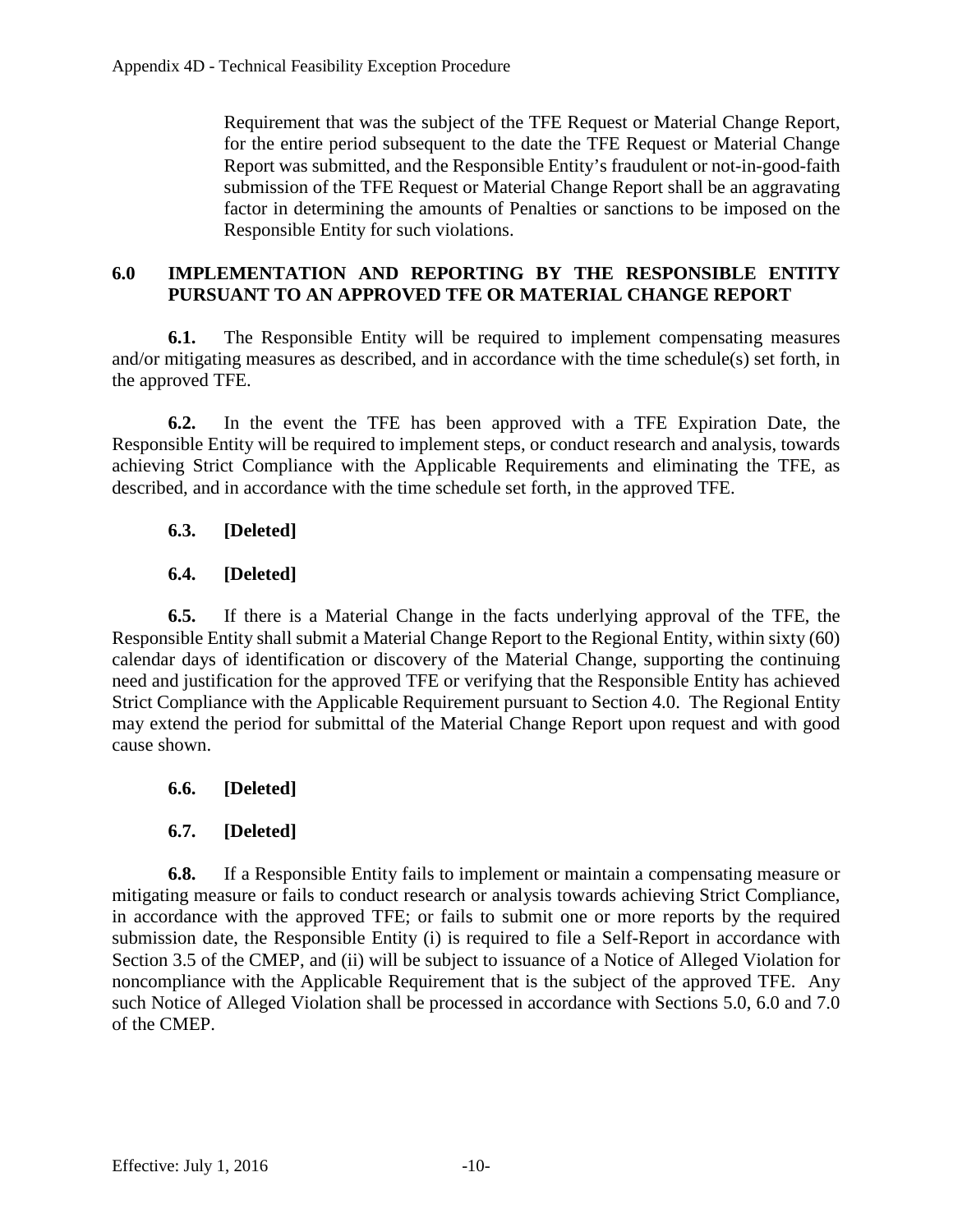Requirement that was the subject of the TFE Request or Material Change Report, for the entire period subsequent to the date the TFE Request or Material Change Report was submitted, and the Responsible Entity's fraudulent or not-in-good-faith submission of the TFE Request or Material Change Report shall be an aggravating factor in determining the amounts of Penalties or sanctions to be imposed on the Responsible Entity for such violations.

## 6.0 IMPLEMENTATION AND REPORTING BY THE RESPONSIBLE ENTITY PURSUANT TO AN APPROVED TFE OR MATERIAL CHANGE REPORT

**6.1.** The Responsible Entity will be required to implement compensating measures and/or mitigating measures as described, and in accordance with the time schedule(s) set forth, in the approved TFE.

**6.2.** In the event the TFE has been approved with a TFE Expiration Date, the Responsible Entity will be required to implement steps, or conduct research and analysis, towards achieving Strict Compliance with the Applicable Requirements and eliminating the TFE, as described, and in accordance with the time schedule set forth, in the approved TFE.

**6.3. [Deleted]**

**6.4. [Deleted]**

**6.5.** If there is a Material Change in the facts underlying approval of the TFE, the Responsible Entity shall submit a Material Change Report to the Regional Entity, within sixty (60) calendar days of identification or discovery of the Material Change, supporting the continuing need and justification for the approved TFE or verifying that the Responsible Entity has achieved Strict Compliance with the Applicable Requirement pursuant to Section 4.0. The Regional Entity may extend the period for submittal of the Material Change Report upon request and with good cause shown.

**6.6. [Deleted]**

**6.7. [Deleted]**

**6.8.** If a Responsible Entity fails to implement or maintain a compensating measure or mitigating measure or fails to conduct research or analysis towards achieving Strict Compliance, in accordance with the approved TFE; or fails to submit one or more reports by the required submission date, the Responsible Entity (i) is required to file a Self-Report in accordance with Section 3.5 of the CMEP, and (ii) will be subject to issuance of a Notice of Alleged Violation for noncompliance with the Applicable Requirement that is the subject of the approved TFE. Any such Notice of Alleged Violation shall be processed in accordance with Sections 5.0, 6.0 and 7.0 of the CMEP.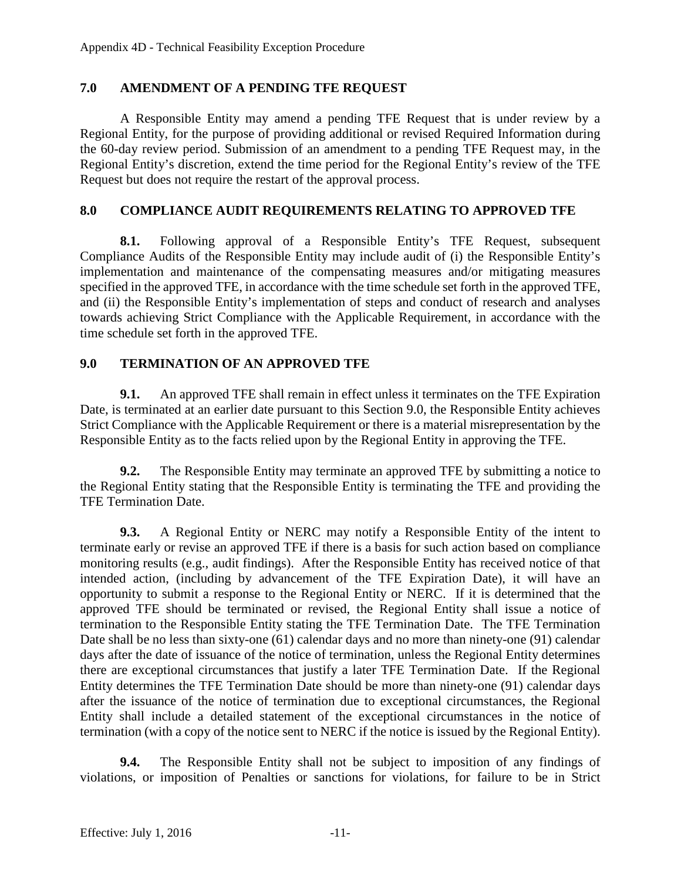## 7.0 AMENDMENT OF A PENDING TFE REQUEST

A Responsible Entity may amend a pending TFE Request that is under review by a Regional Entity, for the purpose of providing additional or revised Required Information during the 60-day review period. Submission of an amendment to a pending TFE Request may, in the Regional Entity's discretion, extend the time period for the Regional Entity's review of the TFE Request but does not require the restart of the approval process.

## 8.0 COMPLIANCE AUDIT REQUIREMENTS RELATING TO APPROVED TFE

**8.1.** Following approval of a Responsible Entity's TFE Request, subsequent Compliance Audits of the Responsible Entity may include audit of (i) the Responsible Entity's implementation and maintenance of the compensating measures and/or mitigating measures specified in the approved TFE, in accordance with the time schedule set forth in the approved TFE, and (ii) the Responsible Entity's implementation of steps and conduct of research and analyses towards achieving Strict Compliance with the Applicable Requirement, in accordance with the time schedule set forth in the approved TFE.

## 9.0 TERMINATION OF AN APPROVED TFE

**9.1.** An approved TFE shall remain in effect unless it terminates on the TFE Expiration Date, is terminated at an earlier date pursuant to this Section 9.0, the Responsible Entity achieves Strict Compliance with the Applicable Requirement or there is a material misrepresentation by the Responsible Entity as to the facts relied upon by the Regional Entity in approving the TFE.

**9.2.** The Responsible Entity may terminate an approved TFE by submitting a notice to the Regional Entity stating that the Responsible Entity is terminating the TFE and providing the TFE Termination Date.

**9.3.** A Regional Entity or NERC may notify a Responsible Entity of the intent to terminate early or revise an approved TFE if there is a basis for such action based on compliance monitoring results (e.g., audit findings). After the Responsible Entity has received notice of that intended action, (including by advancement of the TFE Expiration Date), it will have an opportunity to submit a response to the Regional Entity or NERC. If it is determined that the approved TFE should be terminated or revised, the Regional Entity shall issue a notice of termination to the Responsible Entity stating the TFE Termination Date. The TFE Termination Date shall be no less than sixty-one (61) calendar days and no more than ninety-one (91) calendar days after the date of issuance of the notice of termination, unless the Regional Entity determines there are exceptional circumstances that justify a later TFE Termination Date. If the Regional Entity determines the TFE Termination Date should be more than ninety-one (91) calendar days after the issuance of the notice of termination due to exceptional circumstances, the Regional Entity shall include a detailed statement of the exceptional circumstances in the notice of termination (with a copy of the notice sent to NERC if the notice is issued by the Regional Entity).

**9.4.** The Responsible Entity shall not be subject to imposition of any findings of violations, or imposition of Penalties or sanctions for violations, for failure to be in Strict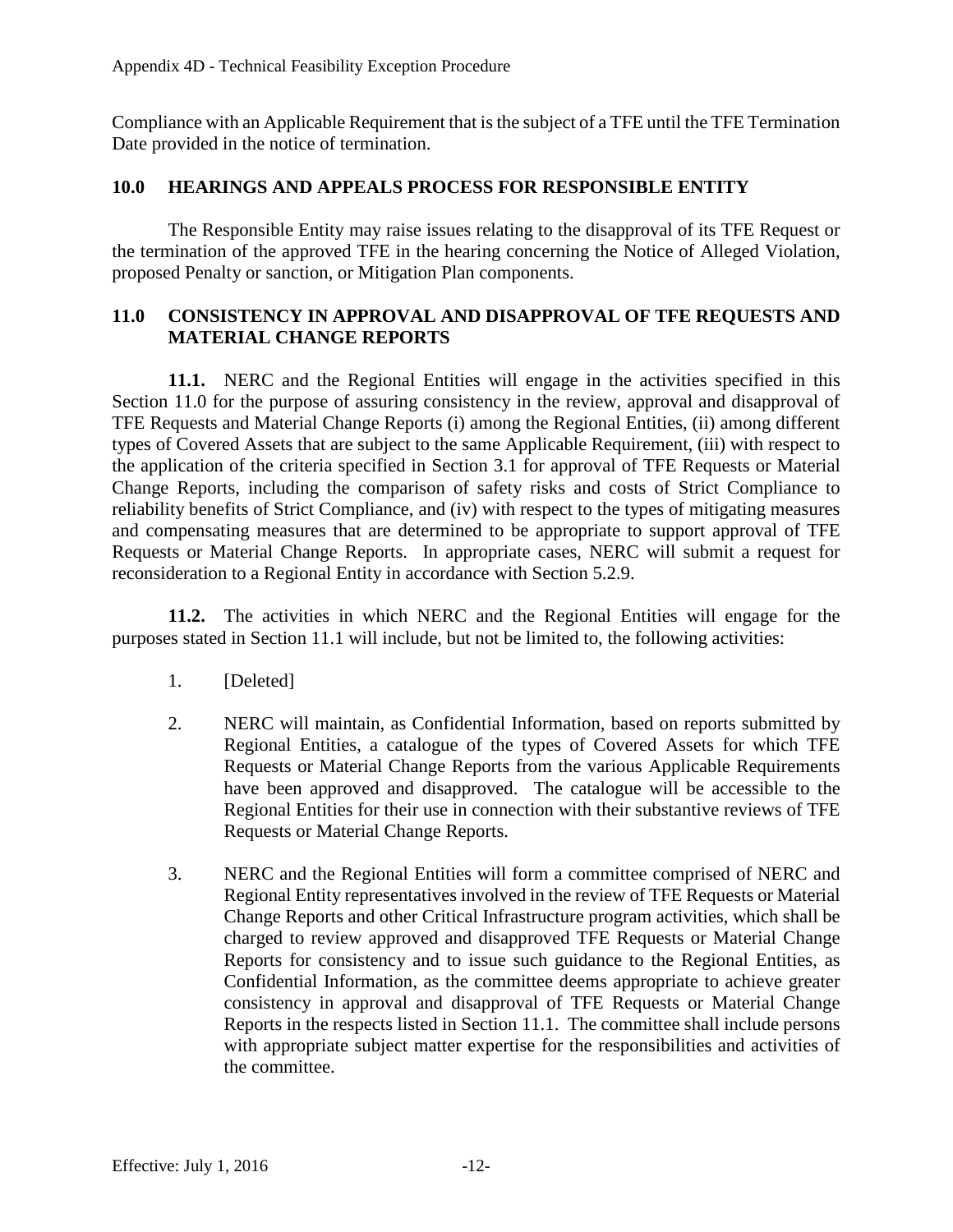Compliance with an Applicable Requirement that is the subject of a TFE until the TFE Termination Date provided in the notice of termination.

## 10.0 HEARINGS AND APPEALS PROCESS FOR RESPONSIBLE ENTITY

The Responsible Entity may raise issues relating to the disapproval of its TFE Request or the termination of the approved TFE in the hearing concerning the Notice of Alleged Violation, proposed Penalty or sanction, or Mitigation Plan components.

## 11.0 CONSISTENCY IN APPROVAL AND DISAPPROVAL OF TFE REQUESTS AND MATERIAL CHANGE REPORTS

**11.1.** NERC and the Regional Entities will engage in the activities specified in this Section 11.0 for the purpose of assuring consistency in the review, approval and disapproval of TFE Requests and Material Change Reports (i) among the Regional Entities, (ii) among different types of Covered Assets that are subject to the same Applicable Requirement, (iii) with respect to the application of the criteria specified in Section 3.1 for approval of TFE Requests or Material Change Reports, including the comparison of safety risks and costs of Strict Compliance to reliability benefits of Strict Compliance, and (iv) with respect to the types of mitigating measures and compensating measures that are determined to be appropriate to support approval of TFE Requests or Material Change Reports. In appropriate cases, NERC will submit a request for reconsideration to a Regional Entity in accordance with Section 5.2.9.

**11.2.** The activities in which NERC and the Regional Entities will engage for the purposes stated in Section 11.1 will include, but not be limited to, the following activities:

1. [Deleted]

2. NERC will maintain, as Confidential Information, based on reports submitted by Regional Entities, a catalogue of the types of Covered Assets for which TFE Requests or Material Change Reports from the various Applicable Requirements have been approved and disapproved. The catalogue will be accessible to the Regional Entities for their use in connection with their substantive reviews of TFE Requests or Material Change Reports.

3. NERC and the Regional Entities will form a committee comprised of NERC and Regional Entity representatives involved in the review of TFE Requests or Material Change Reports and other Critical Infrastructure program activities, which shall be charged to review approved and disapproved TFE Requests or Material Change Reports for consistency and to issue such guidance to the Regional Entities, as Confidential Information, as the committee deems appropriate to achieve greater consistency in approval and disapproval of TFE Requests or Material Change Reports in the respects listed in Section 11.1. The committee shall include persons with appropriate subject matter expertise for the responsibilities and activities of the committee.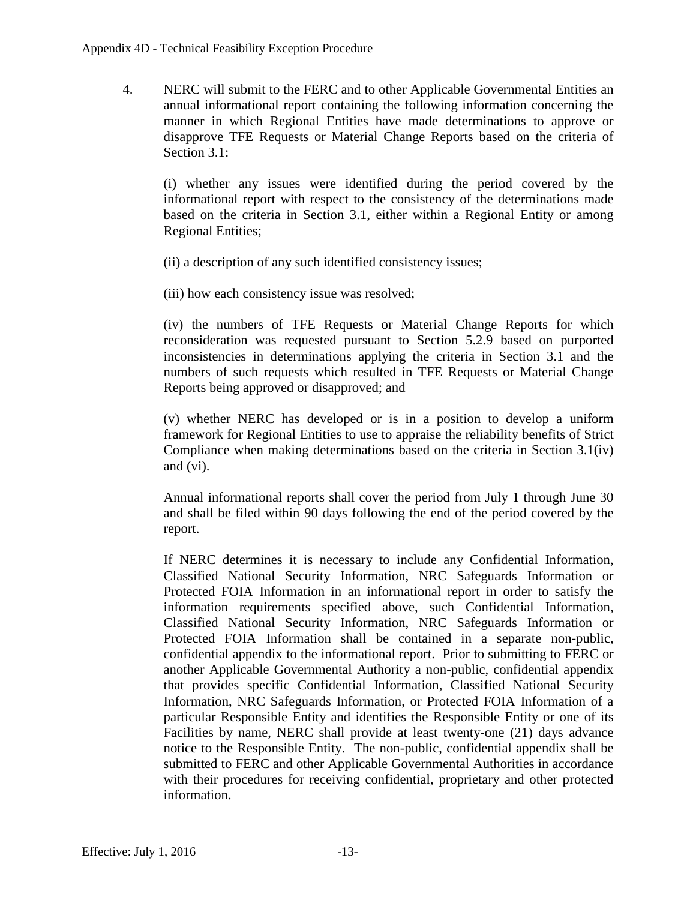4. NERC will submit to the FERC and to other Applicable Governmental Entities an annual informational report containing the following information concerning the manner in which Regional Entities have made determinations to approve or disapprove TFE Requests or Material Change Reports based on the criteria of Section 3.1:

   (i) whether any issues were identified during the period covered by the informational report with respect to the consistency of the determinations made based on the criteria in Section 3.1, either within a Regional Entity or among Regional Entities;

   (ii) a description of any such identified consistency issues;

   (iii) how each consistency issue was resolved;

   (iv) the numbers of TFE Requests or Material Change Reports for which reconsideration was requested pursuant to Section 5.2.9 based on purported inconsistencies in determinations applying the criteria in Section 3.1 and the numbers of such requests which resulted in TFE Requests or Material Change Reports being approved or disapproved; and

   (v) whether NERC has developed or is in a position to develop a uniform framework for Regional Entities to use to appraise the reliability benefits of Strict Compliance when making determinations based on the criteria in Section 3.1(iv) and (vi).

   Annual informational reports shall cover the period from July 1 through June 30 and shall be filed within 90 days following the end of the period covered by the report.

   If NERC determines it is necessary to include any Confidential Information, Classified National Security Information, NRC Safeguards Information or Protected FOIA Information in an informational report in order to satisfy the information requirements specified above, such Confidential Information, Classified National Security Information, NRC Safeguards Information or Protected FOIA Information shall be contained in a separate non-public, confidential appendix to the informational report. Prior to submitting to FERC or another Applicable Governmental Authority a non-public, confidential appendix that provides specific Confidential Information, Classified National Security Information, NRC Safeguards Information, or Protected FOIA Information of a particular Responsible Entity and identifies the Responsible Entity or one of its Facilities by name, NERC shall provide at least twenty-one (21) days advance notice to the Responsible Entity. The non-public, confidential appendix shall be submitted to FERC and other Applicable Governmental Authorities in accordance with their procedures for receiving confidential, proprietary and other protected information.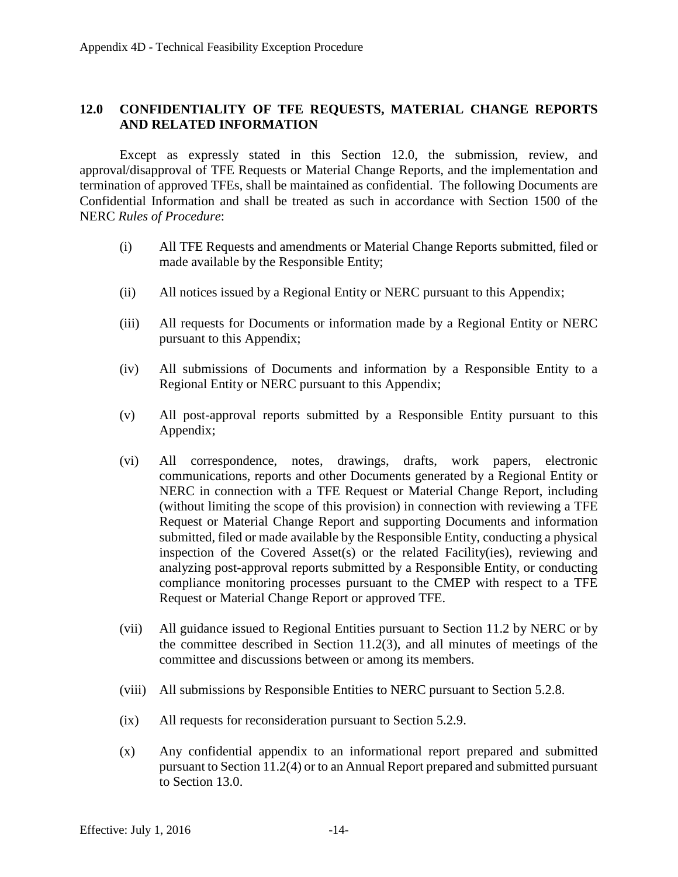## 12.0 CONFIDENTIALITY OF TFE REQUESTS, MATERIAL CHANGE REPORTS AND RELATED INFORMATION

Except as expressly stated in this Section 12.0, the submission, review, and approval/disapproval of TFE Requests or Material Change Reports, and the implementation and termination of approved TFEs, shall be maintained as confidential. The following Documents are Confidential Information and shall be treated as such in accordance with Section 1500 of the NERC *Rules of Procedure*:

(i) All TFE Requests and amendments or Material Change Reports submitted, filed or made available by the Responsible Entity;

(ii) All notices issued by a Regional Entity or NERC pursuant to this Appendix;

(iii) All requests for Documents or information made by a Regional Entity or NERC pursuant to this Appendix;

(iv) All submissions of Documents and information by a Responsible Entity to a Regional Entity or NERC pursuant to this Appendix;

(v) All post-approval reports submitted by a Responsible Entity pursuant to this Appendix;

(vi) All correspondence, notes, drawings, drafts, work papers, electronic communications, reports and other Documents generated by a Regional Entity or NERC in connection with a TFE Request or Material Change Report, including (without limiting the scope of this provision) in connection with reviewing a TFE Request or Material Change Report and supporting Documents and information submitted, filed or made available by the Responsible Entity, conducting a physical inspection of the Covered Asset(s) or the related Facility(ies), reviewing and analyzing post-approval reports submitted by a Responsible Entity, or conducting compliance monitoring processes pursuant to the CMEP with respect to a TFE Request or Material Change Report or approved TFE.

(vii) All guidance issued to Regional Entities pursuant to Section 11.2 by NERC or by the committee described in Section 11.2(3), and all minutes of meetings of the committee and discussions between or among its members.

(viii) All submissions by Responsible Entities to NERC pursuant to Section 5.2.8.

(ix) All requests for reconsideration pursuant to Section 5.2.9.

(x) Any confidential appendix to an informational report prepared and submitted pursuant to Section 11.2(4) or to an Annual Report prepared and submitted pursuant to Section 13.0.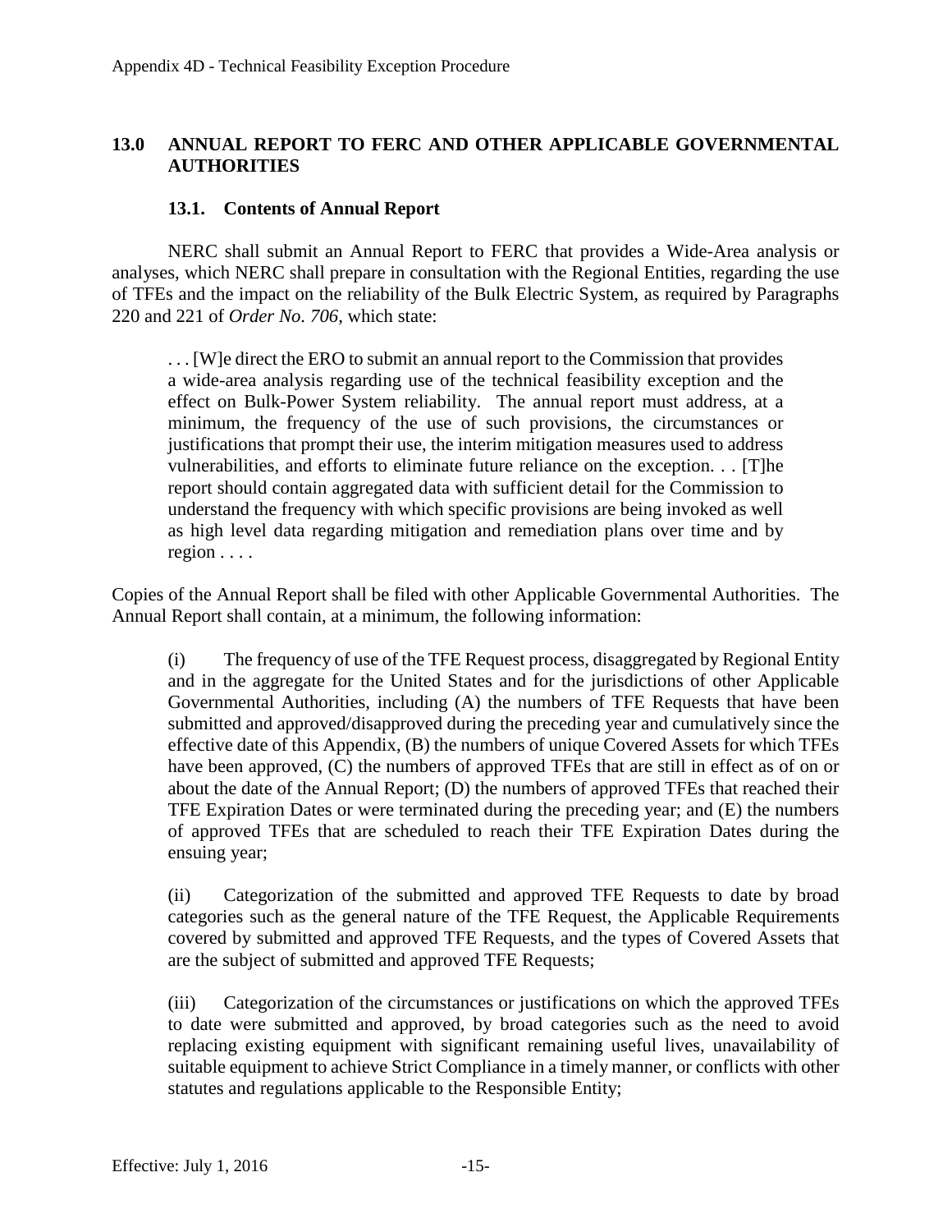## 13.0 ANNUAL REPORT TO FERC AND OTHER APPLICABLE GOVERNMENTAL AUTHORITIES

### 13.1. Contents of Annual Report

NERC shall submit an Annual Report to FERC that provides a Wide-Area analysis or analyses, which NERC shall prepare in consultation with the Regional Entities, regarding the use of TFEs and the impact on the reliability of the Bulk Electric System, as required by Paragraphs 220 and 221 of *Order No. 706*, which state:

> . . . [W]e direct the ERO to submit an annual report to the Commission that provides a wide-area analysis regarding use of the technical feasibility exception and the effect on Bulk-Power System reliability. The annual report must address, at a minimum, the frequency of the use of such provisions, the circumstances or justifications that prompt their use, the interim mitigation measures used to address vulnerabilities, and efforts to eliminate future reliance on the exception. . . [T]he report should contain aggregated data with sufficient detail for the Commission to understand the frequency with which specific provisions are being invoked as well as high level data regarding mitigation and remediation plans over time and by region . . . .

Copies of the Annual Report shall be filed with other Applicable Governmental Authorities. The Annual Report shall contain, at a minimum, the following information:

(i) The frequency of use of the TFE Request process, disaggregated by Regional Entity and in the aggregate for the United States and for the jurisdictions of other Applicable Governmental Authorities, including (A) the numbers of TFE Requests that have been submitted and approved/disapproved during the preceding year and cumulatively since the effective date of this Appendix, (B) the numbers of unique Covered Assets for which TFEs have been approved, (C) the numbers of approved TFEs that are still in effect as of on or about the date of the Annual Report; (D) the numbers of approved TFEs that reached their TFE Expiration Dates or were terminated during the preceding year; and (E) the numbers of approved TFEs that are scheduled to reach their TFE Expiration Dates during the ensuing year;

(ii) Categorization of the submitted and approved TFE Requests to date by broad categories such as the general nature of the TFE Request, the Applicable Requirements covered by submitted and approved TFE Requests, and the types of Covered Assets that are the subject of submitted and approved TFE Requests;

(iii) Categorization of the circumstances or justifications on which the approved TFEs to date were submitted and approved, by broad categories such as the need to avoid replacing existing equipment with significant remaining useful lives, unavailability of suitable equipment to achieve Strict Compliance in a timely manner, or conflicts with other statutes and regulations applicable to the Responsible Entity;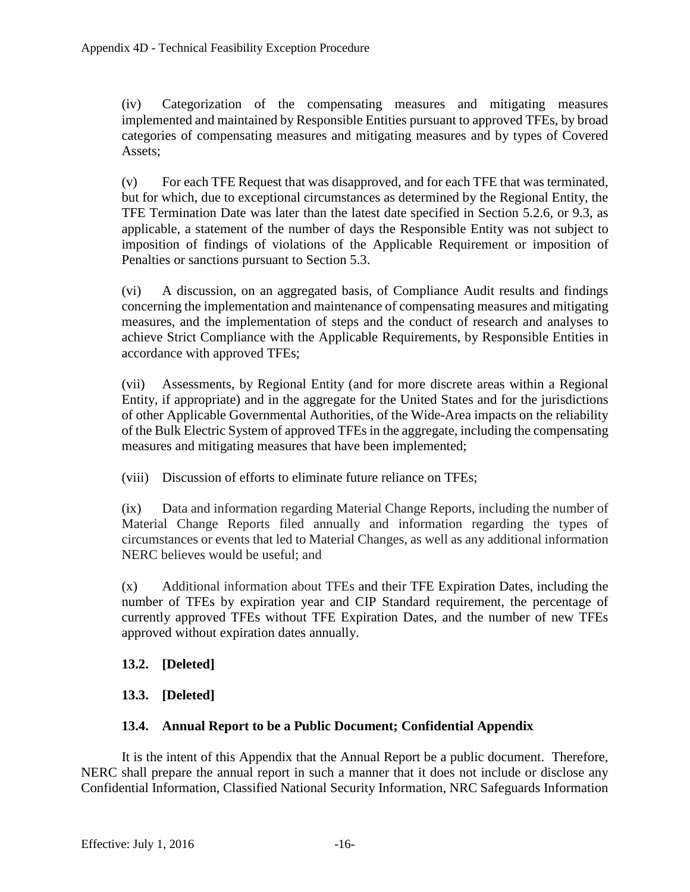(iv) Categorization of the compensating measures and mitigating measures implemented and maintained by Responsible Entities pursuant to approved TFEs, by broad categories of compensating measures and mitigating measures and by types of Covered Assets;

(v) For each TFE Request that was disapproved, and for each TFE that was terminated, but for which, due to exceptional circumstances as determined by the Regional Entity, the TFE Termination Date was later than the latest date specified in Section 5.2.6, or 9.3, as applicable, a statement of the number of days the Responsible Entity was not subject to imposition of findings of violations of the Applicable Requirement or imposition of Penalties or sanctions pursuant to Section 5.3.

(vi) A discussion, on an aggregated basis, of Compliance Audit results and findings concerning the implementation and maintenance of compensating measures and mitigating measures, and the implementation of steps and the conduct of research and analyses to achieve Strict Compliance with the Applicable Requirements, by Responsible Entities in accordance with approved TFEs;

(vii) Assessments, by Regional Entity (and for more discrete areas within a Regional Entity, if appropriate) and in the aggregate for the United States and for the jurisdictions of other Applicable Governmental Authorities, of the Wide-Area impacts on the reliability of the Bulk Electric System of approved TFEs in the aggregate, including the compensating measures and mitigating measures that have been implemented;

(viii) Discussion of efforts to eliminate future reliance on TFEs;

(ix) Data and information regarding Material Change Reports, including the number of Material Change Reports filed annually and information regarding the types of circumstances or events that led to Material Changes, as well as any additional information NERC believes would be useful; and

(x) Additional information about TFEs and their TFE Expiration Dates, including the number of TFEs by expiration year and CIP Standard requirement, the percentage of currently approved TFEs without TFE Expiration Dates, and the number of new TFEs approved without expiration dates annually.

### 13.2. [Deleted]

### 13.3. [Deleted]

### 13.4. Annual Report to be a Public Document; Confidential Appendix

It is the intent of this Appendix that the Annual Report be a public document. Therefore, NERC shall prepare the annual report in such a manner that it does not include or disclose any Confidential Information, Classified National Security Information, NRC Safeguards Information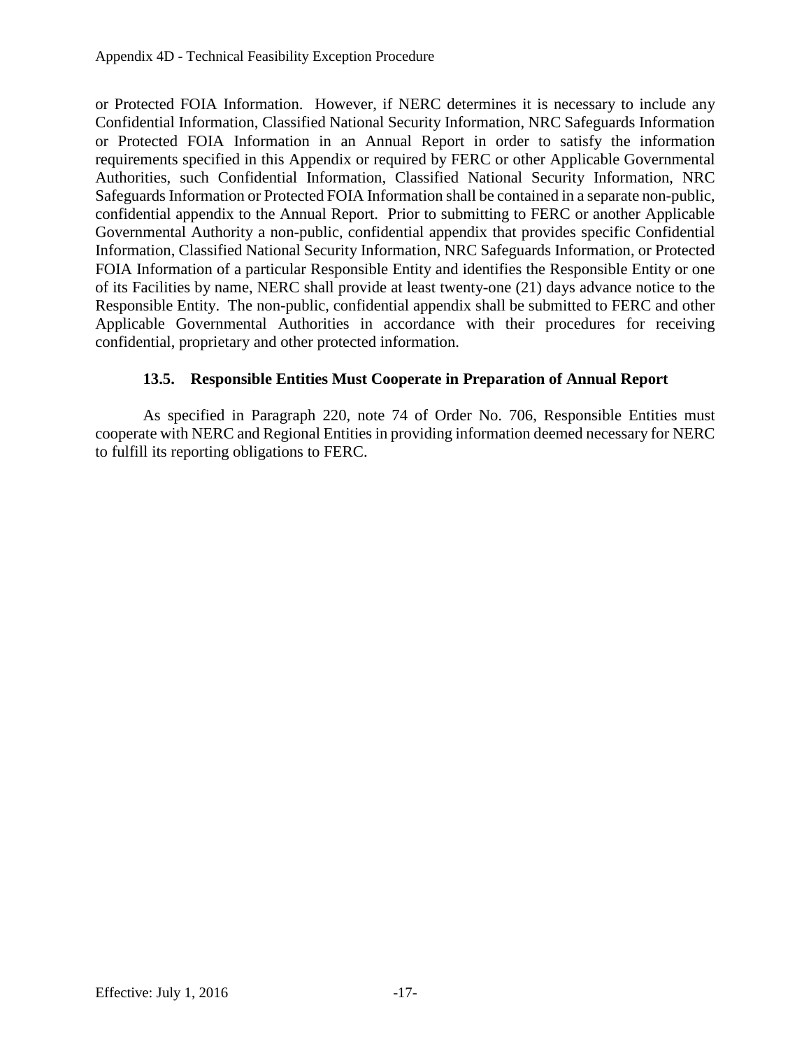or Protected FOIA Information. However, if NERC determines it is necessary to include any Confidential Information, Classified National Security Information, NRC Safeguards Information or Protected FOIA Information in an Annual Report in order to satisfy the information requirements specified in this Appendix or required by FERC or other Applicable Governmental Authorities, such Confidential Information, Classified National Security Information, NRC Safeguards Information or Protected FOIA Information shall be contained in a separate non-public, confidential appendix to the Annual Report. Prior to submitting to FERC or another Applicable Governmental Authority a non-public, confidential appendix that provides specific Confidential Information, Classified National Security Information, NRC Safeguards Information, or Protected FOIA Information of a particular Responsible Entity and identifies the Responsible Entity or one of its Facilities by name, NERC shall provide at least twenty-one (21) days advance notice to the Responsible Entity. The non-public, confidential appendix shall be submitted to FERC and other Applicable Governmental Authorities in accordance with their procedures for receiving confidential, proprietary and other protected information.

### 13.5. Responsible Entities Must Cooperate in Preparation of Annual Report

As specified in Paragraph 220, note 74 of Order No. 706, Responsible Entities must cooperate with NERC and Regional Entities in providing information deemed necessary for NERC to fulfill its reporting obligations to FERC.